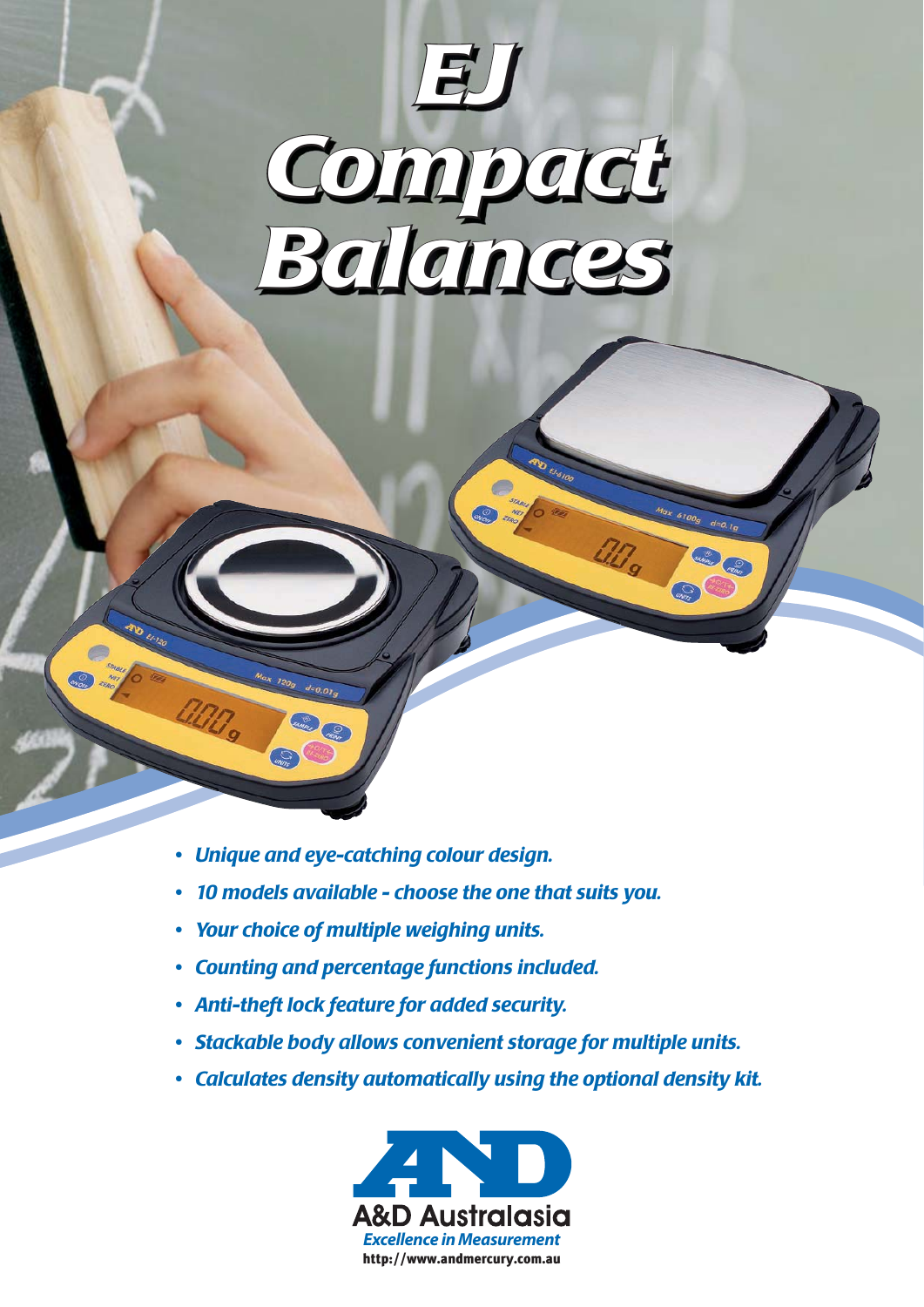# EJ Compact Balances

- *Unique and eye-catching colour design.*
- *10 models available - choose the one that suits you.*
- *Your choice of multiple weighing units.*
- *Counting and percentage functions included.*
- *Anti-theft lock feature for added security.*
- *Stackable body allows convenient storage for multiple units.*
- *Calculates density automatically using the optional density kit.*

A&D Australasia

*Excellence in Measurement*

http://www.andmercury.com.au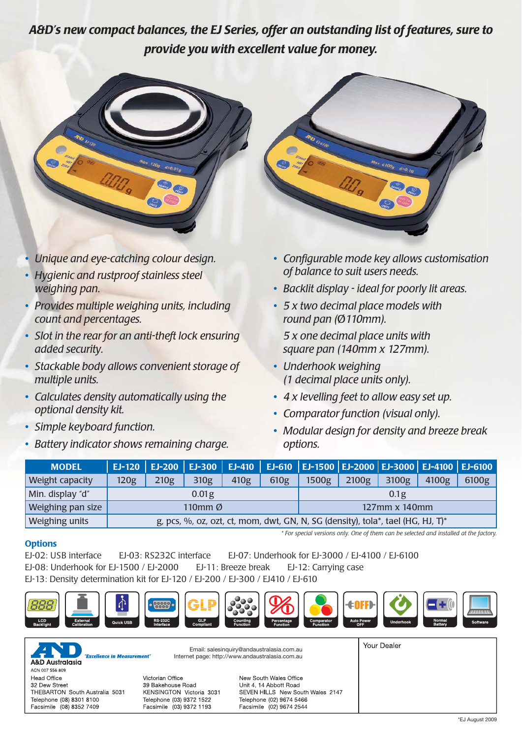*A&D's new compact balances, the EJ Series, offer an outstanding list of features, sure to provide you with excellent value for money.*

- *Unique and eye-catching colour design.*
- *Hygienic and rustproof stainless steel weighing pan.*
- *Provides multiple weighing units, including count and percentages.*
- *Slot in the rear for an anti-theft lock ensuring added security.*
- *Stackable body allows convenient storage of multiple units.*
- *Calculates density automatically using the optional density kit.*
- *Simple keyboard function.*
- *Battery indicator shows remaining charge.*
- *Configurable mode key allows customisation of balance to suit users needs.*
- *Backlit display - ideal for poorly lit areas.*
- *5 x two decimal place models with round pan (Ø110mm).*

  *5 x one decimal place units with square pan (140mm x 127mm).*
- *Underhook weighing (1 decimal place units only).*
- *4 x levelling feet to allow easy set up.*
- *Comparator function (visual only).*
- *Modular design for density and breeze break options.*

| MODEL | EJ-120 | EJ-200 | EJ-300 | EJ-410 | EJ-610 | EJ-1500 | EJ-2000 | EJ-3000 | EJ-4100 | EJ-6100 |
|---|---|---|---|---|---|---|---|---|---|---|
| Weight capacity | 120g | 210g | 310g | 410g | 610g | 1500g | 2100g | 3100g | 4100g | 6100g |
| Min. display "d" | 0.01g | | | | | 0.1g | | | | |
| Weighing pan size | 110mm Ø | | | | | 127mm x 140mm | | | | |
| Weighing units | g, pcs, %, oz, ozt, ct, mom, dwt, GN, N, SG (density), tola*, tael (HG, HJ, T)* | | | | | | | | | |

* For special versions only. One of them can be selected and installed at the factory.

## Options

EJ-02: USB interface EJ-03: RS232C interface EJ-07: Underhook for EJ-3000 / EJ-4100 / EJ-6100

EJ-08: Underhook for EJ-1500 / EJ-2000 EJ-11: Breeze break EJ-12: Carrying case

EJ-13: Density determination kit for EJ-120 / EJ-200 / EJ-300 / EJ410 / EJ-610

LCD Backlight | External Calibration | Quick USB | RS-232C Interface | GLP Compliant | Counting Function | Percentage Function | Comparator Function | Auto Power OFF | Underhook | Normal Battery | Software

A&D Australasia "Excellence in Measurement"

ACN 007 556 809

Email: salesinquiry@andaustralasia.com.au
Internet page: http://www.andaustralasia.com.au

Your Dealer

Head Office
32 Dew Street
THEBARTON South Australia 5031
Telephone (08) 8301 8100
Facsimile (08) 8352 7409

Victorian Office
39 Bakehouse Road
KENSINGTON Victoria 3031
Telephone (03) 9372 1522
Facsimile (03) 9372 1193

New South Wales Office
Unit 4, 14 Abbott Road
SEVEN HILLS New South Wales 2147
Telephone (02) 9674 5466
Facsimile (02) 9674 2544

*EJ August 2009